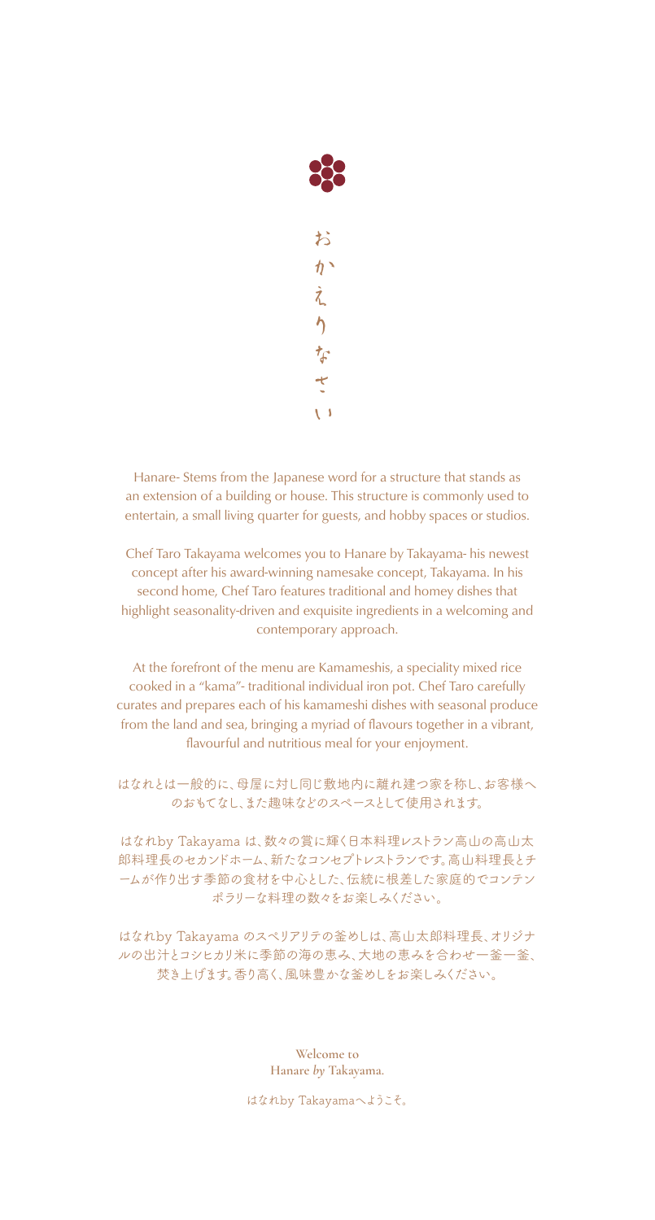おかえりなさい

Hanare- Stems from the Japanese word for a structure that stands as an extension of a building or house. This structure is commonly used to entertain, a small living quarter for guests, and hobby spaces or studios.

Chef Taro Takayama welcomes you to Hanare by Takayama- his newest concept after his award-winning namesake concept, Takayama. In his second home, Chef Taro features traditional and homey dishes that highlight seasonality-driven and exquisite ingredients in a welcoming and contemporary approach.

At the forefront of the menu are Kamameshis, a speciality mixed rice cooked in a "kama"- traditional individual iron pot. Chef Taro carefully curates and prepares each of his kamameshi dishes with seasonal produce from the land and sea, bringing a myriad of flavours together in a vibrant, flavourful and nutritious meal for your enjoyment.

はなれとは一般的に、母屋に対し同じ敷地内に離れ建つ家を称し、お客様へのおもてなし、また趣味などのスペースとして使用されます。

はなれby Takayama は、数々の賞に輝く日本料理レストラン高山の高山太郎料理長のセカンドホーム、新たなコンセプトレストランです。高山料理長とチームが作り出す季節の食材を中心とした、伝統に根差した家庭的でコンテンポラリーな料理の数々をお楽しみください。

はなれby Takayama のスペリアリテの釜めしは、高山太郎料理長、オリジナルの出汁とコシヒカリ米に季節の海の恵み、大地の恵みを合わせ一釜一釜、焚き上げます。香り高く、風味豊かな釜めしをお楽しみください。

**Welcome to**
**Hanare *by* Takayama.**

はなれby Takayamaへようこそ。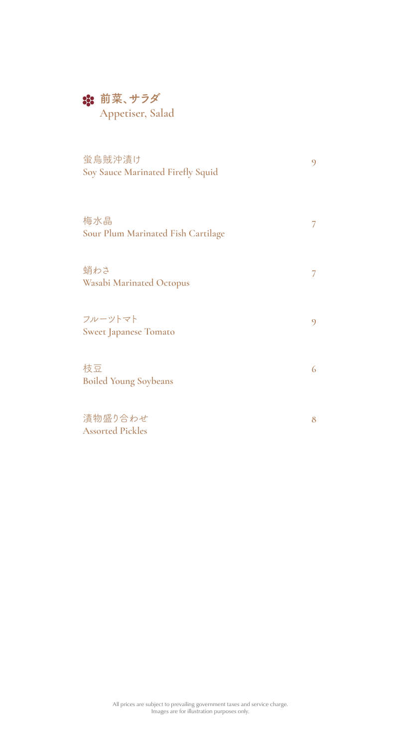## 前菜、サラダ
## Appetiser, Salad

| Item | Price |
| --- | --- |
| 蛍烏賊沖漬け<br>**Soy Sauce Marinated Firefly Squid** | 9 |
| 梅水晶<br>**Sour Plum Marinated Fish Cartilage** | 7 |
| 蛸わさ<br>**Wasabi Marinated Octopus** | 7 |
| フルーツトマト<br>**Sweet Japanese Tomato** | 9 |
| 枝豆<br>**Boiled Young Soybeans** | 6 |
| 漬物盛り合わせ<br>**Assorted Pickles** | 8 |

All prices are subject to prevailing government taxes and service charge.
Images are for illustration purposes only.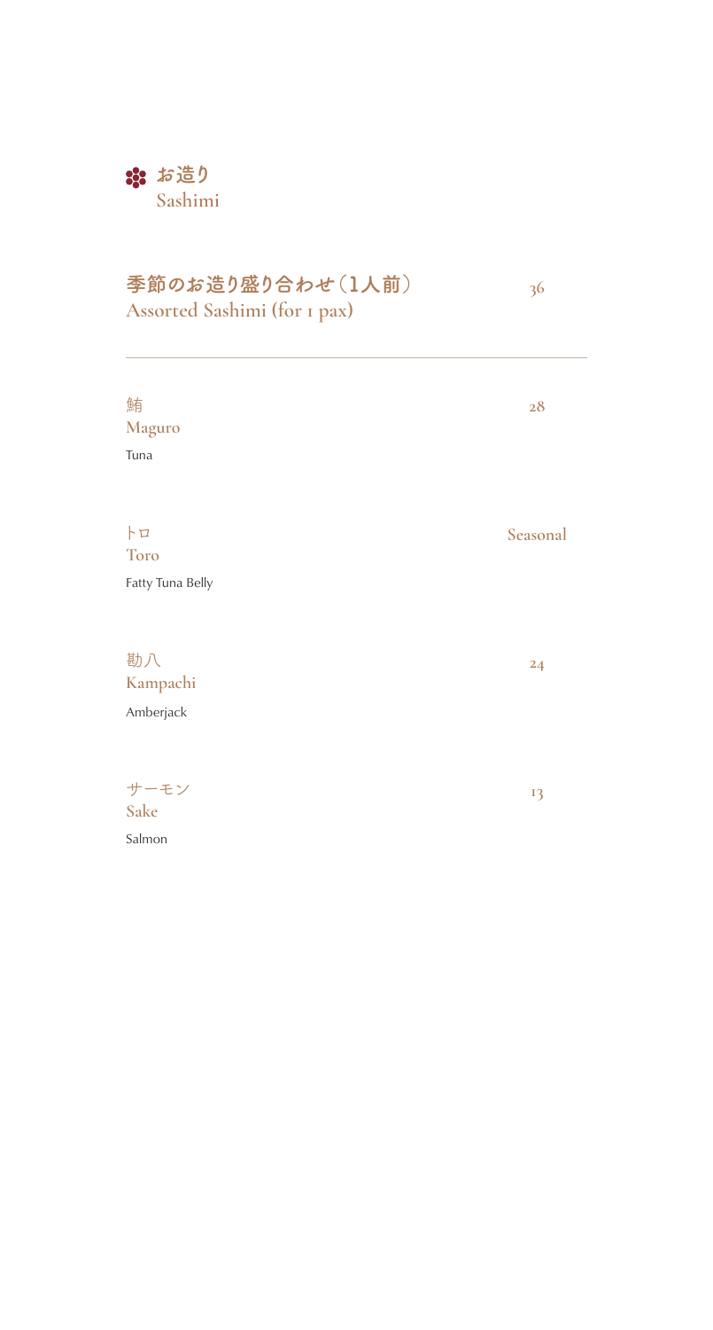## お造り
## Sashimi

**季節のお造り盛り合わせ（1人前）**
**Assorted Sashimi (for 1 pax)** — 36

---

鮪
**Maguro** — 28
Tuna

トロ
**Toro** — Seasonal
Fatty Tuna Belly

勘八
**Kampachi** — 24
Amberjack

サーモン
**Sake** — 13
Salmon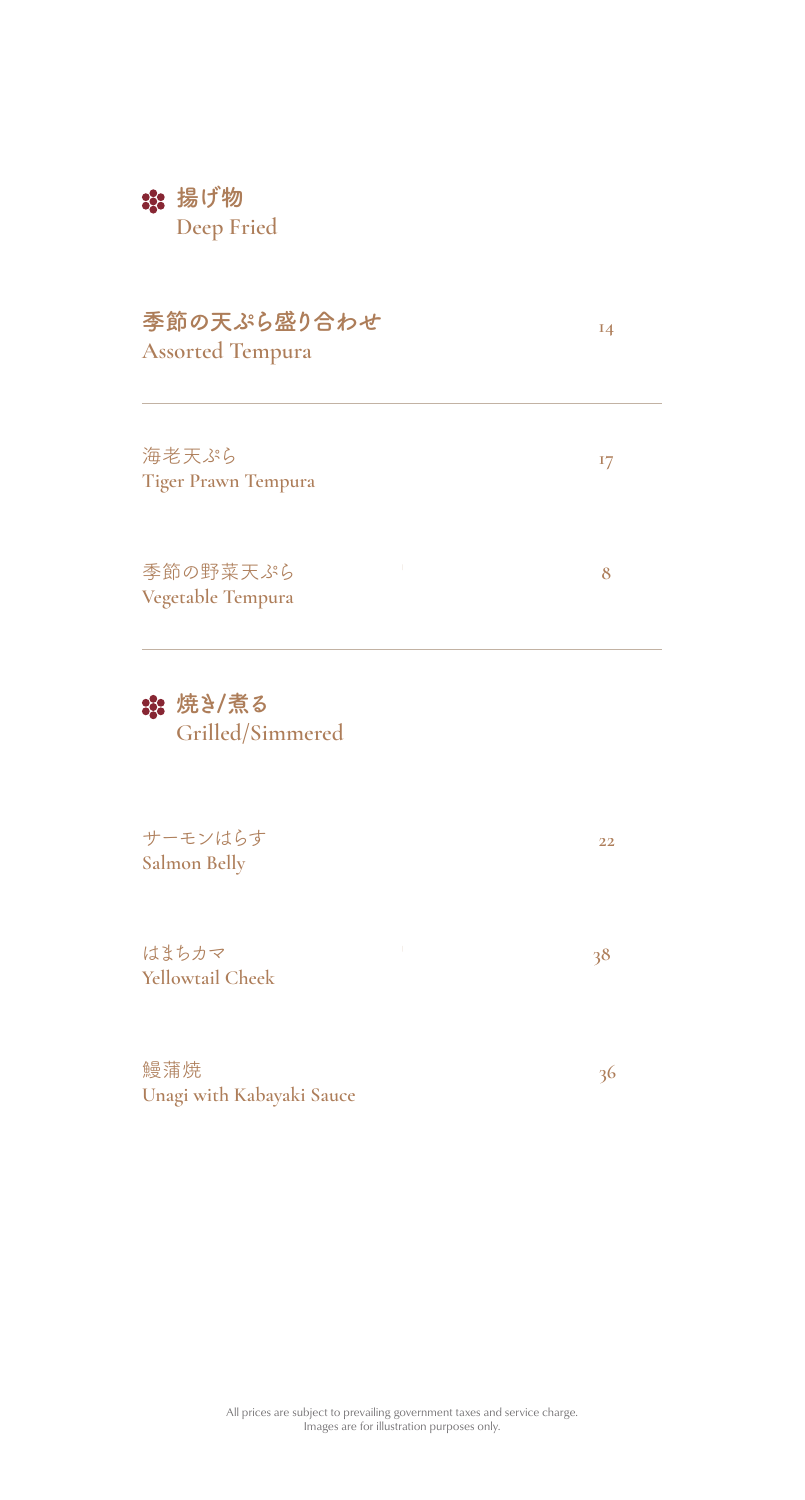## 揚げ物
## Deep Fried

**季節の天ぷら盛り合わせ**
**Assorted Tempura** — 14

---

海老天ぷら
**Tiger Prawn Tempura** — 17

季節の野菜天ぷら
**Vegetable Tempura** — 8

---

## 焼き/煮る
## Grilled/Simmered

サーモンはらす
**Salmon Belly** — 22

はまちカマ
**Yellowtail Cheek** — 38

鰻蒲焼
**Unagi with Kabayaki Sauce** — 36

All prices are subject to prevailing government taxes and service charge.
Images are for illustration purposes only.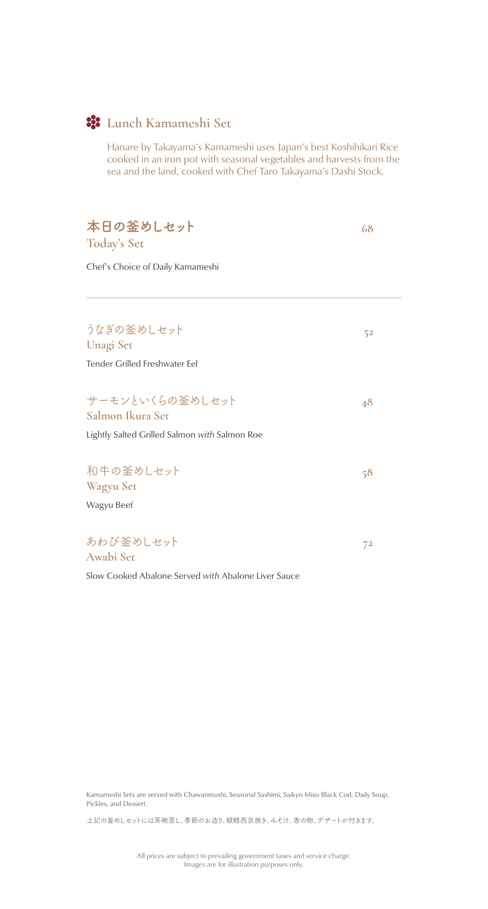## Lunch Kamameshi Set

Hanare by Takayama's Kamameshi uses Japan's best Koshihikari Rice cooked in an iron pot with seasonal vegetables and harvests from the sea and the land, cooked with Chef Taro Takayama's Dashi Stock.

### 本日の釜めしセット — 68
**Today's Set**

Chef's Choice of Daily Kamameshi

---

### うなぎの釜めしセット — 52
**Unagi Set**

Tender Grilled Freshwater Eel

### サーモンといくらの釜めしセット — 48
**Salmon Ikura Set**

Lightly Salted Grilled Salmon *with* Salmon Roe

### 和牛の釜めしセット — 58
**Wagyu Set**

Wagyu Beef

### あわび釜めしセット — 72
**Awabi Set**

Slow Cooked Abalone Served *with* Abalone Liver Sauce

Kamameshi Sets are served with Chawanmushi, Seasonal Sashimi, Saikyo Miso Black Cod, Daily Soup, Pickles, and Dessert.

上記の釜めしセットには茶碗蒸し、季節のお造り、銀鱈西京焼き、みそ汁、香の物、デザートが付きます。

All prices are subject to prevailing government taxes and service charge.
Images are for illustration purposes only.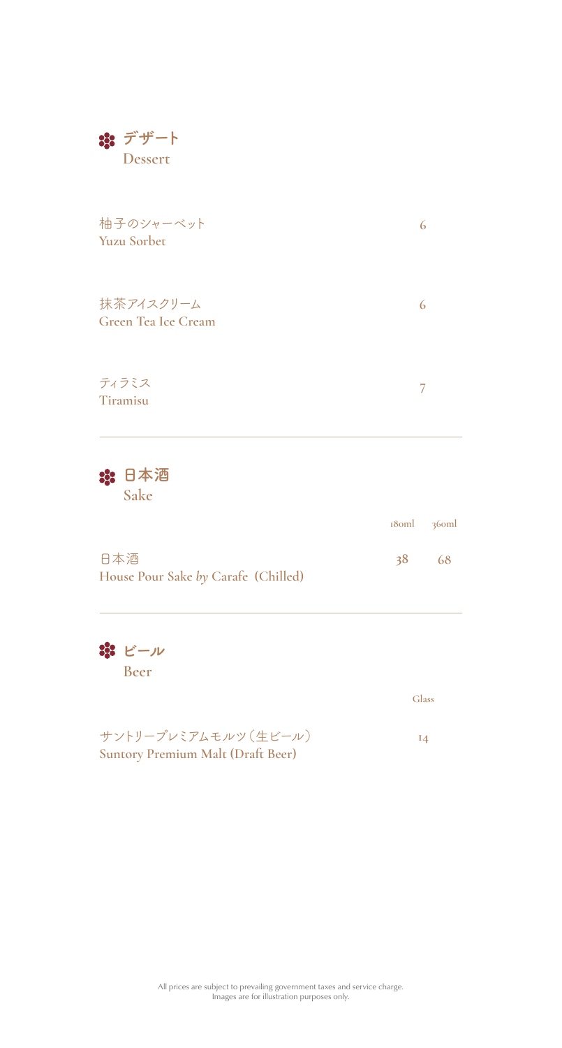## デザート
**Dessert**

| | |
|---|---|
| 柚子のシャーベット<br>**Yuzu Sorbet** | 6 |
| 抹茶アイスクリーム<br>**Green Tea Ice Cream** | 6 |
| ティラミス<br>**Tiramisu** | 7 |

## 日本酒
**Sake**

| | 180ml | 360ml |
|---|---|---|
| 日本酒<br>**House Pour Sake *by* Carafe (Chilled)** | 38 | 68 |

## ビール
**Beer**

| | Glass |
|---|---|
| サントリープレミアムモルツ（生ビール）<br>**Suntory Premium Malt (Draft Beer)** | 14 |

All prices are subject to prevailing government taxes and service charge.
Images are for illustration purposes only.